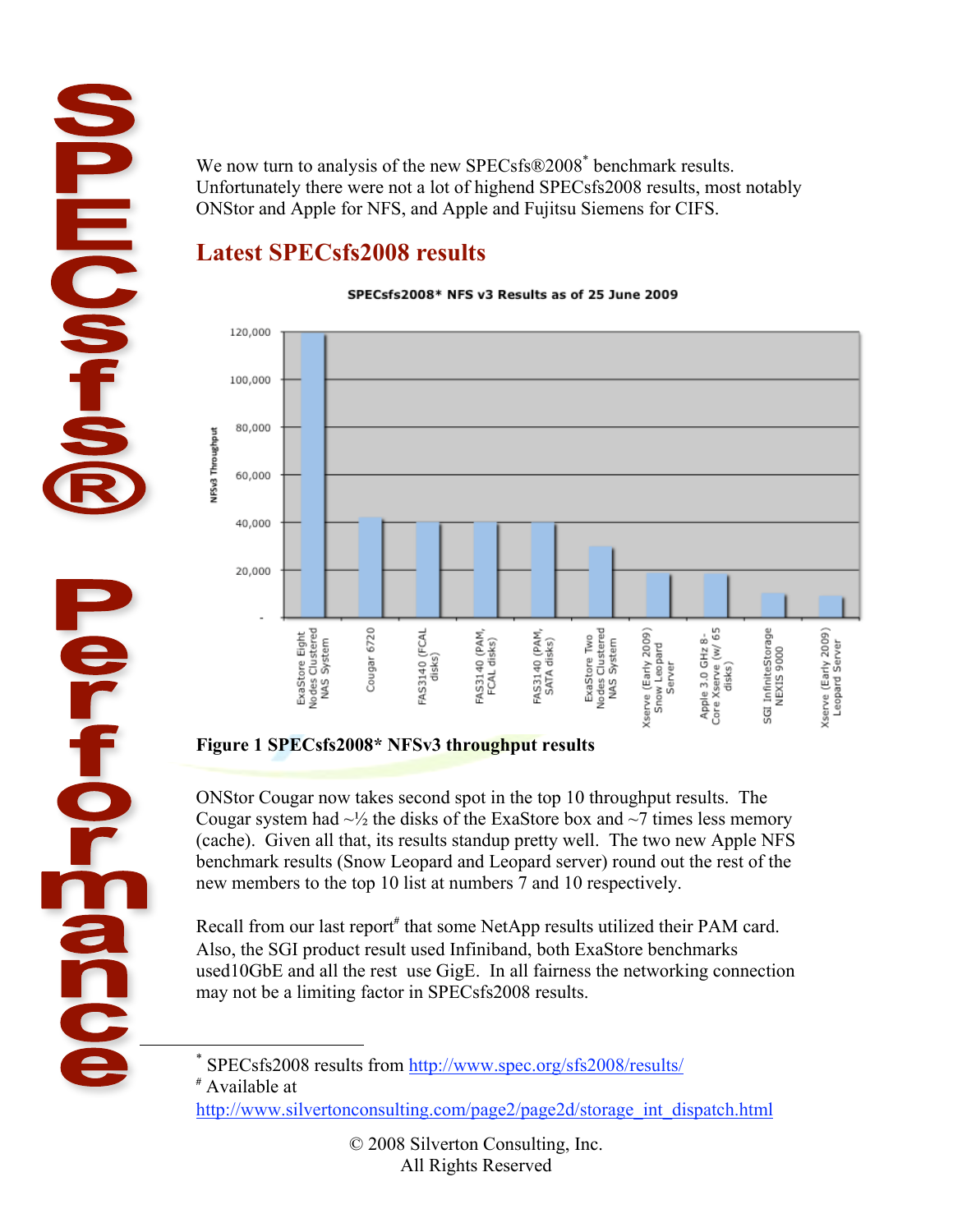We now turn to analysis of the new SPECsfs®2008[*] benchmark results. Unfortunately there were not a lot of highend SPECsfs2008 results, most notably ONStor and Apple for NFS, and Apple and Fujitsu Siemens for CIFS.

## Latest SPECsfs2008 results

**Figure 1 SPECsfs2008* NFSv3 throughput results**

ONStor Cougar now takes second spot in the top 10 throughput results. The Cougar system had ~½ the disks of the ExaStore box and ~7 times less memory (cache). Given all that, its results standup pretty well. The two new Apple NFS benchmark results (Snow Leopard and Leopard server) round out the rest of the new members to the top 10 list at numbers 7 and 10 respectively.

Recall from our last report[#] that some NetApp results utilized their PAM card. Also, the SGI product result used Infiniband, both ExaStore benchmarks used10GbE and all the rest use GigE. In all fairness the networking connection may not be a limiting factor in SPECsfs2008 results.

---

[*] SPECsfs2008 results from http://www.spec.org/sfs2008/results/

[#] Available at http://www.silvertonconsulting.com/page2/page2d/storage_int_dispatch.html

© 2008 Silverton Consulting, Inc.
All Rights Reserved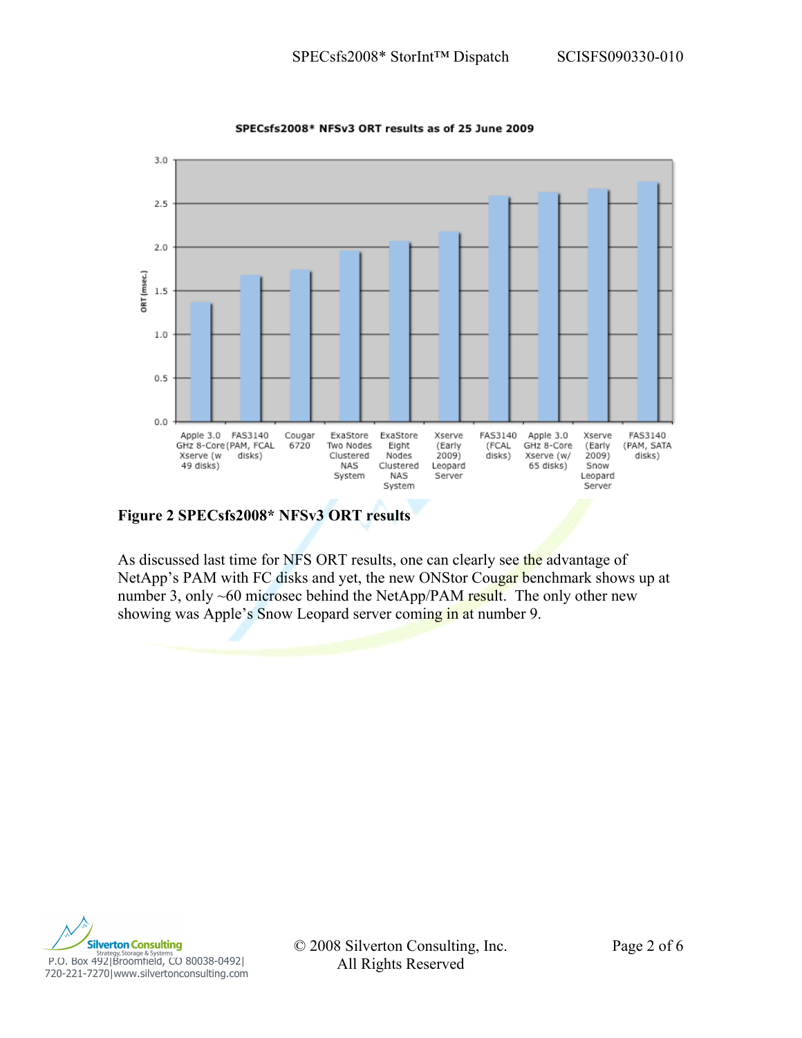**Figure 2 SPECsfs2008* NFSv3 ORT results**

As discussed last time for NFS ORT results, one can clearly see the advantage of NetApp's PAM with FC disks and yet, the new ONStor Cougar benchmark shows up at number 3, only ~60 microsec behind the NetApp/PAM result. The only other new showing was Apple's Snow Leopard server coming in at number 9.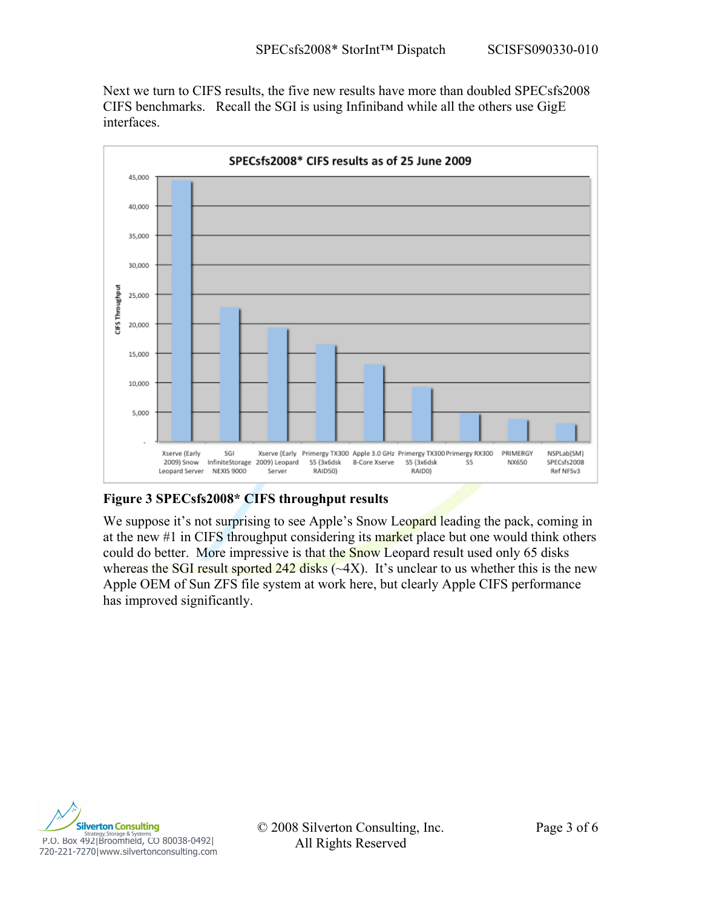Next we turn to CIFS results, the five new results have more than doubled SPECsfs2008 CIFS benchmarks. Recall the SGI is using Infiniband while all the others use GigE interfaces.

**Figure 3 SPECsfs2008* CIFS throughput results**

We suppose it's not surprising to see Apple's Snow Leopard leading the pack, coming in at the new #1 in CIFS throughput considering its market place but one would think others could do better. More impressive is that the Snow Leopard result used only 65 disks whereas the SGI result sported 242 disks (~4X). It's unclear to us whether this is the new Apple OEM of Sun ZFS file system at work here, but clearly Apple CIFS performance has improved significantly.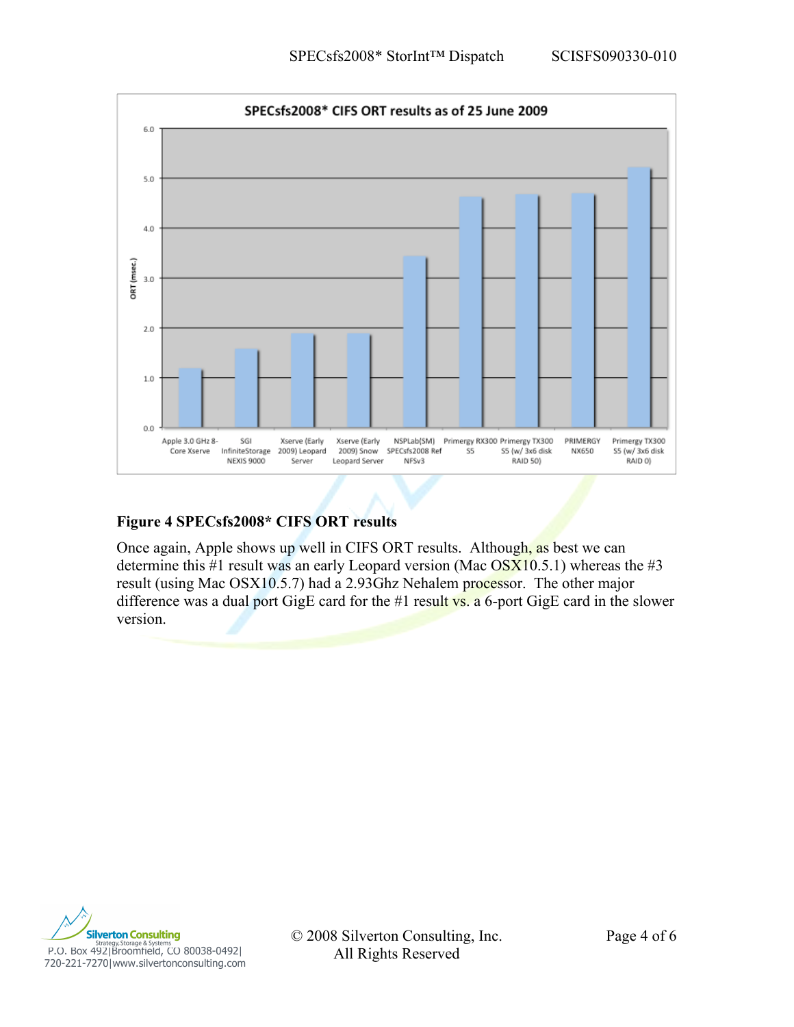**Figure 4 SPECsfs2008* CIFS ORT results**

Once again, Apple shows up well in CIFS ORT results. Although, as best we can determine this #1 result was an early Leopard version (Mac OSX10.5.1) whereas the #3 result (using Mac OSX10.5.7) had a 2.93Ghz Nehalem processor. The other major difference was a dual port GigE card for the #1 result vs. a 6-port GigE card in the slower version.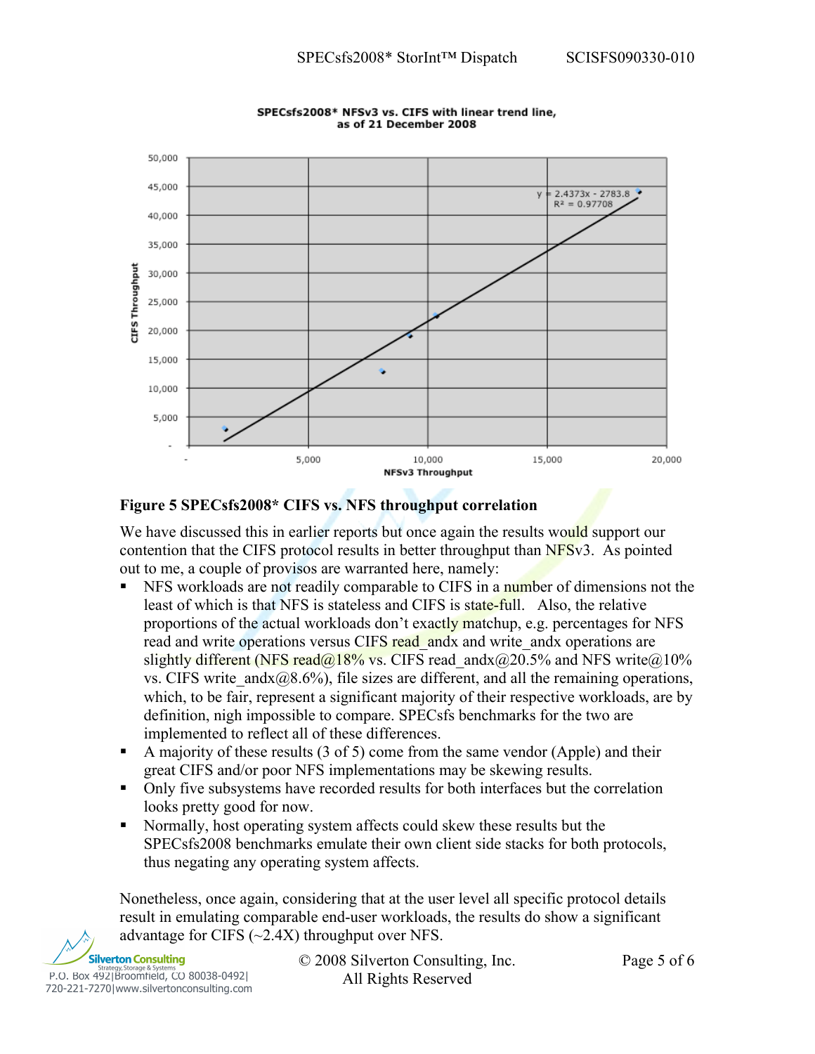**SPECsfs2008* NFSv3 vs. CIFS with linear trend line, as of 21 December 2008**

**Figure 5 SPECsfs2008* CIFS vs. NFS throughput correlation**

We have discussed this in earlier reports but once again the results would support our contention that the CIFS protocol results in better throughput than NFSv3. As pointed out to me, a couple of provisos are warranted here, namely:

- NFS workloads are not readily comparable to CIFS in a number of dimensions not the least of which is that NFS is stateless and CIFS is state-full. Also, the relative proportions of the actual workloads don't exactly matchup, e.g. percentages for NFS read and write operations versus CIFS read_andx and write_andx operations are slightly different (NFS read@18% vs. CIFS read_andx@20.5% and NFS write@10% vs. CIFS write_andx@8.6%), file sizes are different, and all the remaining operations, which, to be fair, represent a significant majority of their respective workloads, are by definition, nigh impossible to compare. SPECsfs benchmarks for the two are implemented to reflect all of these differences.
- A majority of these results (3 of 5) come from the same vendor (Apple) and their great CIFS and/or poor NFS implementations may be skewing results.
- Only five subsystems have recorded results for both interfaces but the correlation looks pretty good for now.
- Normally, host operating system affects could skew these results but the SPECsfs2008 benchmarks emulate their own client side stacks for both protocols, thus negating any operating system affects.

Nonetheless, once again, considering that at the user level all specific protocol details result in emulating comparable end-user workloads, the results do show a significant advantage for CIFS (~2.4X) throughput over NFS.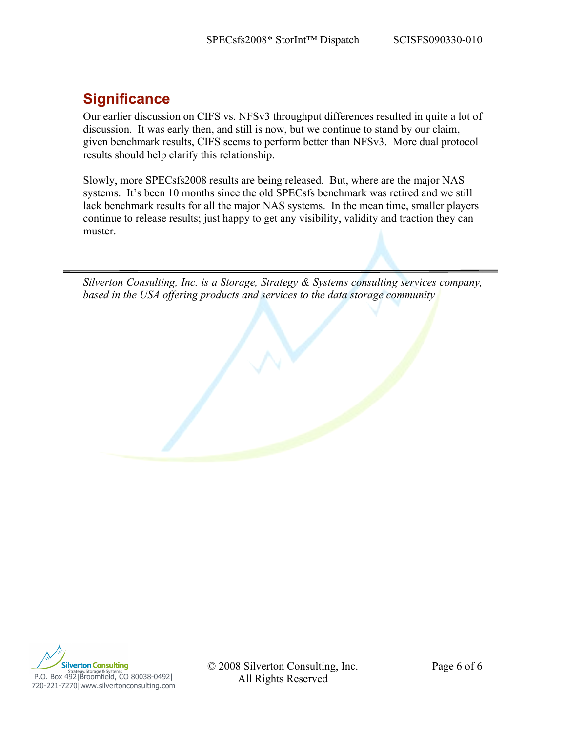## Significance

Our earlier discussion on CIFS vs. NFSv3 throughput differences resulted in quite a lot of discussion. It was early then, and still is now, but we continue to stand by our claim, given benchmark results, CIFS seems to perform better than NFSv3. More dual protocol results should help clarify this relationship.

Slowly, more SPECsfs2008 results are being released. But, where are the major NAS systems. It's been 10 months since the old SPECsfs benchmark was retired and we still lack benchmark results for all the major NAS systems. In the mean time, smaller players continue to release results; just happy to get any visibility, validity and traction they can muster.

---

*Silverton Consulting, Inc. is a Storage, Strategy & Systems consulting services company, based in the USA offering products and services to the data storage community*